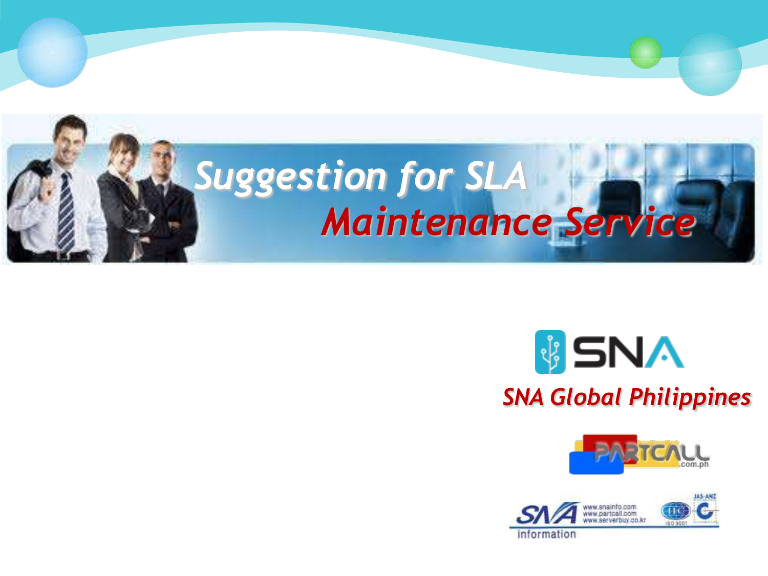# Suggestion for SLA Maintenance Service

SNA

*SNA Global Philippines*

PARTCALL.com.ph

SNA information

www.snainfo.com
www.partcall.com
www.serverbuy.co.kr

JAS-ANZ
ISO 9001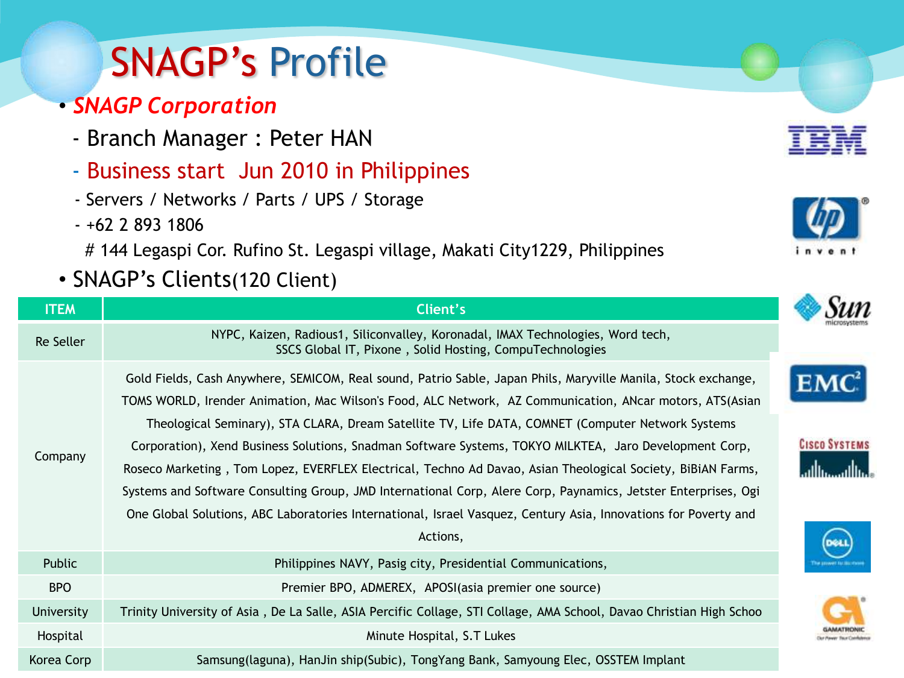# SNAGP's Profile

- *SNAGP Corporation*
  - Branch Manager : Peter HAN
  - Business start Jun 2010 in Philippines
  - Servers / Networks / Parts / UPS / Storage
  - +62 2 893 1806
  
  # 144 Legaspi Cor. Rufino St. Legaspi village, Makati City1229, Philippines
- SNAGP's Clients(120 Client)

| ITEM | Client's |
|---|---|
| Re Seller | NYPC, Kaizen, Radious1, Siliconvalley, Koronadal, IMAX Technologies, Word tech, SSCS Global IT, Pixone , Solid Hosting, CompuTechnologies |
| Company | Gold Fields, Cash Anywhere, SEMICOM, Real sound, Patrio Sable, Japan Phils, Maryville Manila, Stock exchange, TOMS WORLD, Irender Animation, Mac Wilson's Food, ALC Network, AZ Communication, ANcar motors, ATS(Asian Theological Seminary), STA CLARA, Dream Satellite TV, Life DATA, COMNET (Computer Network Systems Corporation), Xend Business Solutions, Snadman Software Systems, TOKYO MILKTEA, Jaro Development Corp, Roseco Marketing , Tom Lopez, EVERFLEX Electrical, Techno Ad Davao, Asian Theological Society, BiBiAN Farms, Systems and Software Consulting Group, JMD International Corp, Alere Corp, Paynamics, Jetster Enterprises, Ogi One Global Solutions, ABC Laboratories International, Israel Vasquez, Century Asia, Innovations for Poverty and Actions, |
| Public | Philippines NAVY, Pasig city, Presidential Communications, |
| BPO | Premier BPO, ADMEREX, APOSI(asia premier one source) |
| University | Trinity University of Asia , De La Salle, ASIA Percific Collage, STI Collage, AMA School, Davao Christian High Schoo |
| Hospital | Minute Hospital, S.T Lukes |
| Korea Corp | Samsung(laguna), HanJin ship(Subic), TongYang Bank, Samyoung Elec, OSSTEM Implant |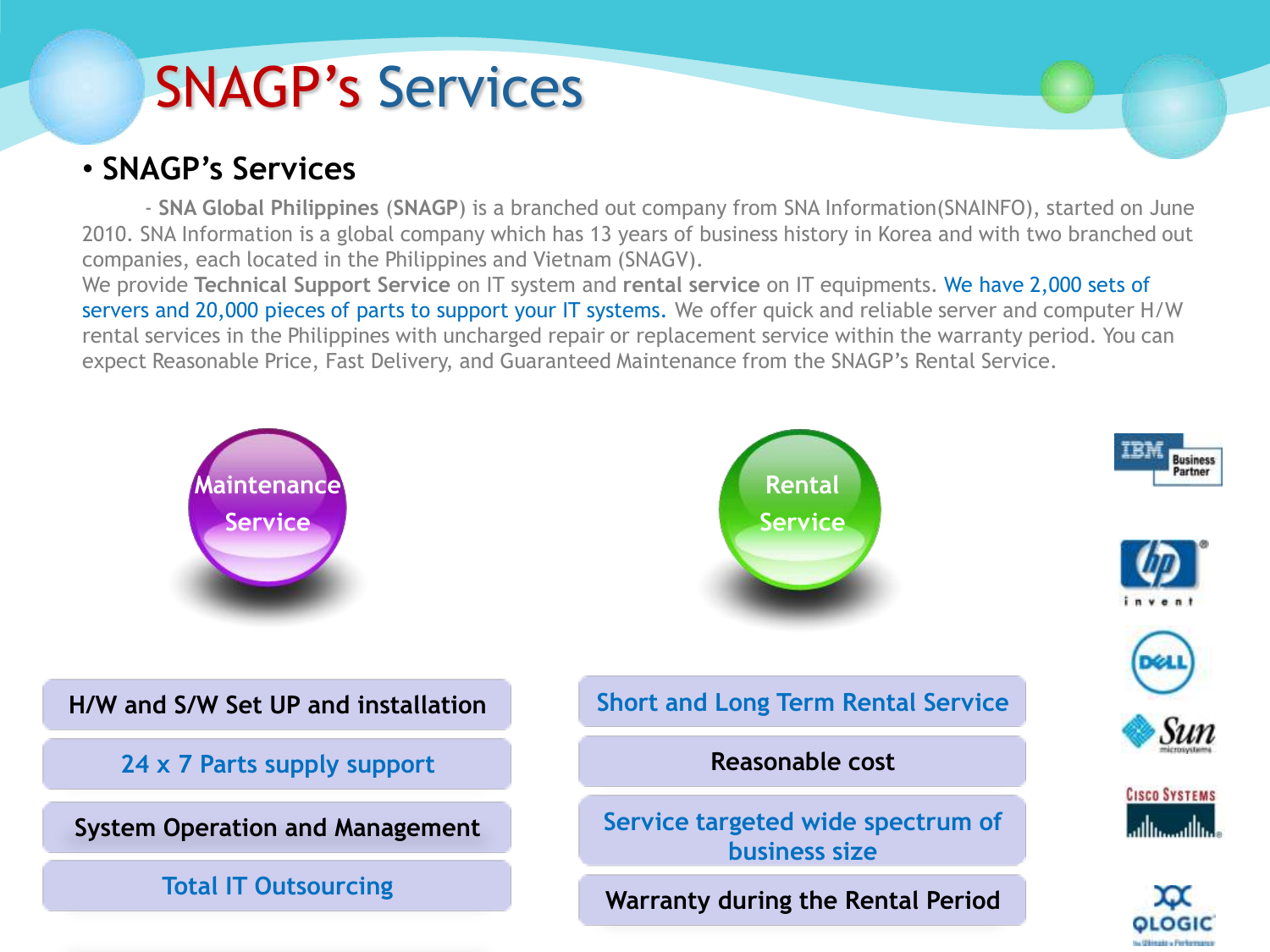# SNAGP's Services

- **SNAGP's Services**

  - **SNA Global Philippines** (**SNAGP**) is a branched out company from SNA Information(SNAINFO), started on June 2010. SNA Information is a global company which has 13 years of business history in Korea and with two branched out companies, each located in the Philippines and Vietnam (SNAGV).

We provide **Technical Support Service** on IT system and **rental service** on IT equipments. We have 2,000 sets of servers and 20,000 pieces of parts to support your IT systems. We offer quick and reliable server and computer H/W rental services in the Philippines with uncharged repair or replacement service within the warranty period. You can expect Reasonable Price, Fast Delivery, and Guaranteed Maintenance from the SNAGP's Rental Service.

## Maintenance Service

- H/W and S/W Set UP and installation
- 24 x 7 Parts supply support
- System Operation and Management
- Total IT Outsourcing

## Rental Service

- Short and Long Term Rental Service
- Reasonable cost
- Service targeted wide spectrum of business size
- Warranty during the Rental Period

IBM Business Partner
hp invent
DELL
Sun microsystems
Cisco Systems
QLOGIC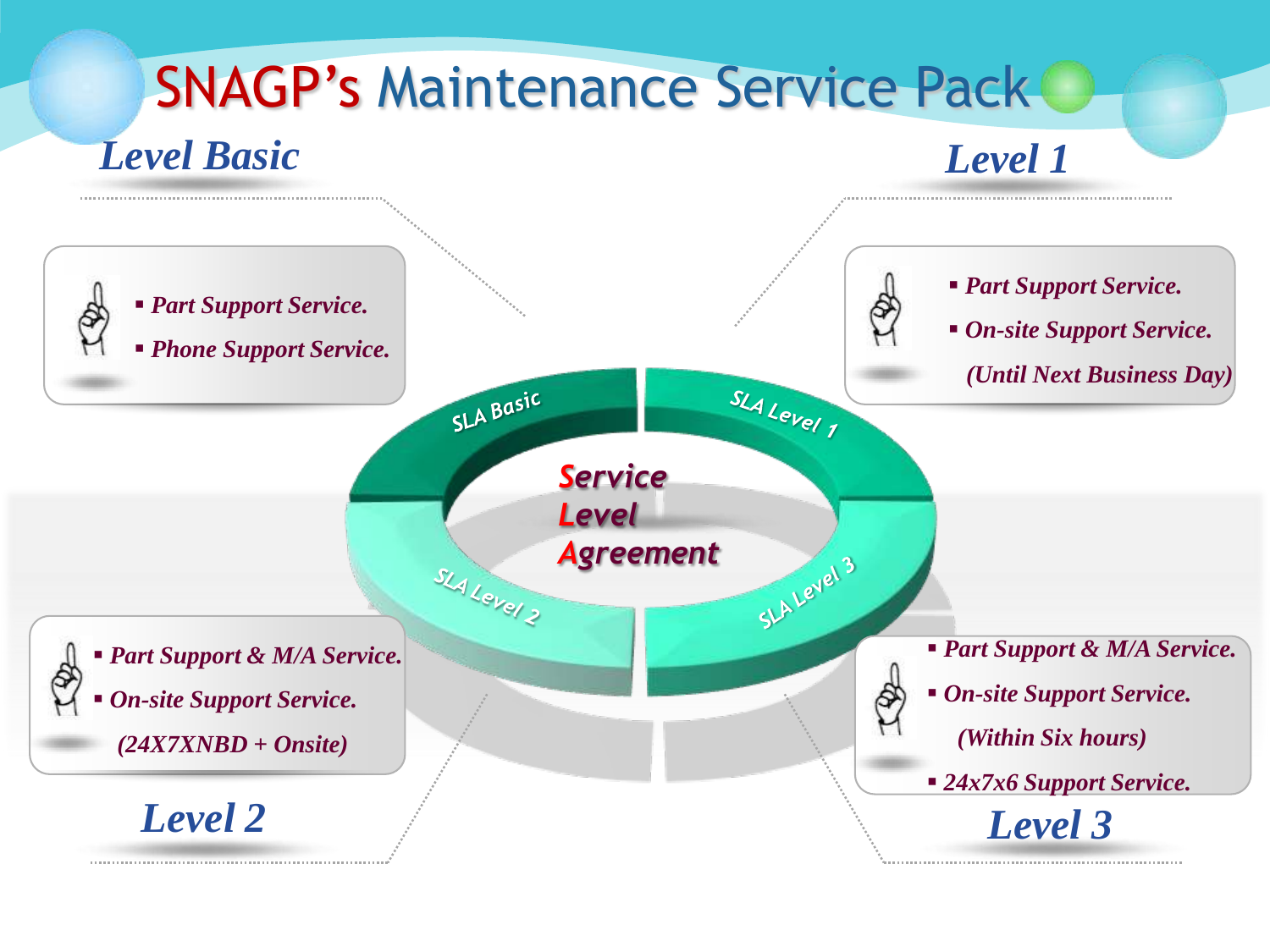# SNAGP's Maintenance Service Pack

## *Level Basic*

- *Part Support Service.*
- *Phone Support Service.*

## *Level 1*

- *Part Support Service.*
- *On-site Support Service.*

  *(Until Next Business Day)*

## *Level 2*

- *Part Support & M/A Service.*
- *On-site Support Service.*

  *(24X7XNBD + Onsite)*

## *Level 3*

- *Part Support & M/A Service.*
- *On-site Support Service.*

  *(Within Six hours)*
- *24x7x6 Support Service.*

**Service Level Agreement**

SLA Basic · SLA Level 1 · SLA Level 2 · SLA Level 3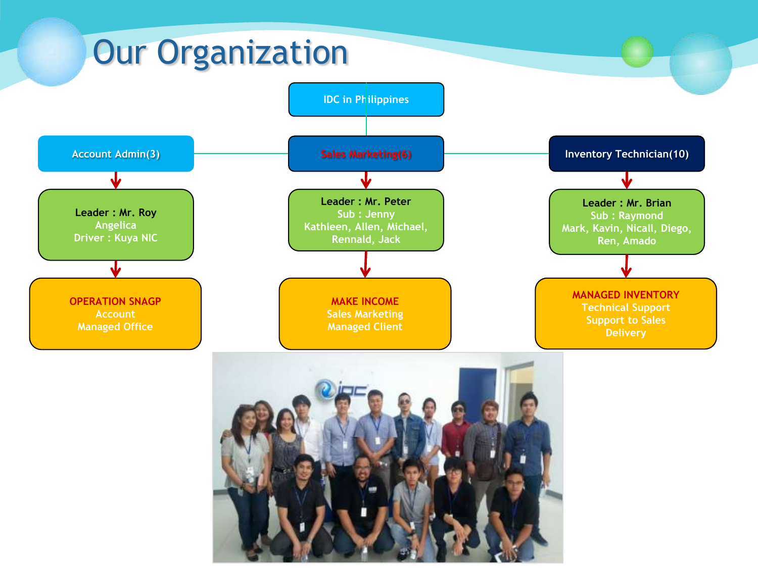# Our Organization

IDC in Philippines

## Account Admin(3)

**Leader : Mr. Roy**
Angelica
Driver : Kuya NIC

**OPERATION SNAGP**
Account
Managed Office

## Sales Marketing(6)

**Leader : Mr. Peter**
Sub : Jenny
Kathleen, Allen, Michael, Rennald, Jack

**MAKE INCOME**
Sales Marketing
Managed Client

## Inventory Technician(10)

**Leader : Mr. Brian**
Sub : Raymond
Mark, Kavin, Nicall, Diego, Ren, Amado

**MANAGED INVENTORY**
Technical Support
Support to Sales
Delivery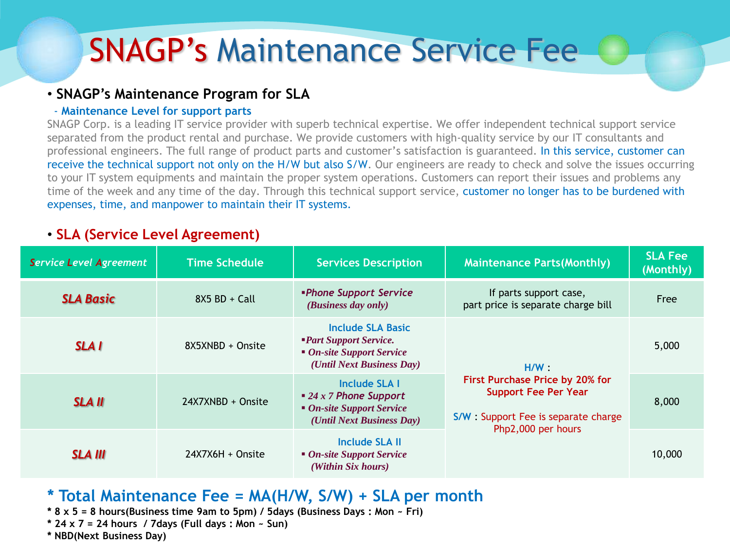# SNAGP's Maintenance Service Fee

- **SNAGP's Maintenance Program for SLA**
  - **Maintenance Level for support parts**

SNAGP Corp. is a leading IT service provider with superb technical expertise. We offer independent technical support service separated from the product rental and purchase. We provide customers with high-quality service by our IT consultants and professional engineers. The full range of product parts and customer's satisfaction is guaranteed. In this service, customer can receive the technical support not only on the H/W but also S/W. Our engineers are ready to check and solve the issues occurring to your IT system equipments and maintain the proper system operations. Customers can report their issues and problems any time of the week and any time of the day. Through this technical support service, customer no longer has to be burdened with expenses, time, and manpower to maintain their IT systems.

- **SLA (Service Level Agreement)**

| *Service Level Agreement* | Time Schedule | Services Description | Maintenance Parts(Monthly) | SLA Fee (Monthly) |
|---|---|---|---|---|
| ***SLA Basic*** | 8X5 BD + Call | ▪*Phone Support Service (Business day only)* | If parts support case, part price is separate charge bill | Free |
| ***SLA I*** | 8X5XNBD + Onsite | Include SLA Basic<br>▪*Part Support Service.*<br>▪ *On-site Support Service (Until Next Business Day)* | H/W :<br>First Purchase Price by 20% for Support Fee Per Year<br><br>S/W : Support Fee is separate charge Php2,000 per hours | 5,000 |
| ***SLA II*** | 24X7XNBD + Onsite | Include SLA I<br>▪ *24 x 7 Phone Support*<br>▪ *On-site Support Service (Until Next Business Day)* | | 8,000 |
| ***SLA III*** | 24X7X6H + Onsite | Include SLA II<br>▪ *On-site Support Service (Within Six hours)* | | 10,000 |

## * Total Maintenance Fee = MA(H/W, S/W) + SLA per month

**\* 8 x 5 = 8 hours(Business time 9am to 5pm) / 5days (Business Days : Mon ~ Fri)**
**\* 24 x 7 = 24 hours / 7days (Full days : Mon ~ Sun)**
**\* NBD(Next Business Day)**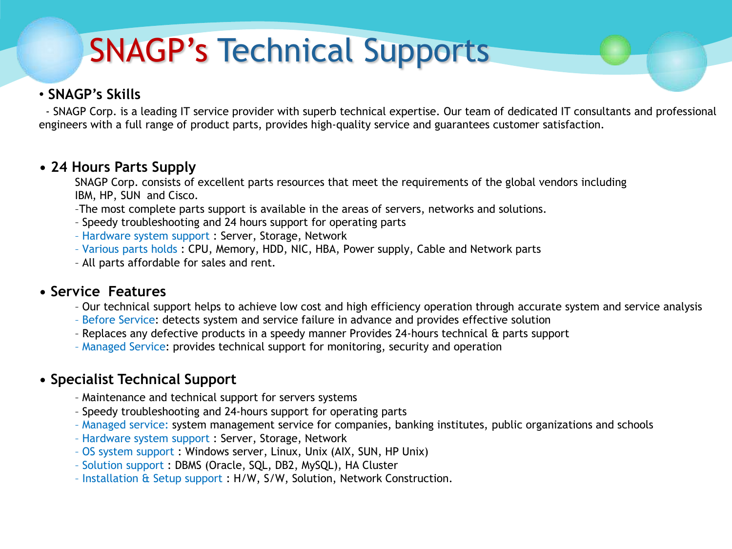# SNAGP's Technical Supports

- **SNAGP's Skills**

  - SNAGP Corp. is a leading IT service provider with superb technical expertise. Our team of dedicated IT consultants and professional engineers with a full range of product parts, provides high-quality service and guarantees customer satisfaction.

- **24 Hours Parts Supply**

  SNAGP Corp. consists of excellent parts resources that meet the requirements of the global vendors including IBM, HP, SUN and Cisco.

  - The most complete parts support is available in the areas of servers, networks and solutions.
  - Speedy troubleshooting and 24 hours support for operating parts
  - Hardware system support : Server, Storage, Network
  - Various parts holds : CPU, Memory, HDD, NIC, HBA, Power supply, Cable and Network parts
  - All parts affordable for sales and rent.

- **Service Features**

  - Our technical support helps to achieve low cost and high efficiency operation through accurate system and service analysis
  - Before Service: detects system and service failure in advance and provides effective solution
  - Replaces any defective products in a speedy manner Provides 24-hours technical & parts support
  - Managed Service: provides technical support for monitoring, security and operation

- **Specialist Technical Support**

  - Maintenance and technical support for servers systems
  - Speedy troubleshooting and 24-hours support for operating parts
  - Managed service: system management service for companies, banking institutes, public organizations and schools
  - Hardware system support : Server, Storage, Network
  - OS system support : Windows server, Linux, Unix (AIX, SUN, HP Unix)
  - Solution support : DBMS (Oracle, SQL, DB2, MySQL), HA Cluster
  - Installation & Setup support : H/W, S/W, Solution, Network Construction.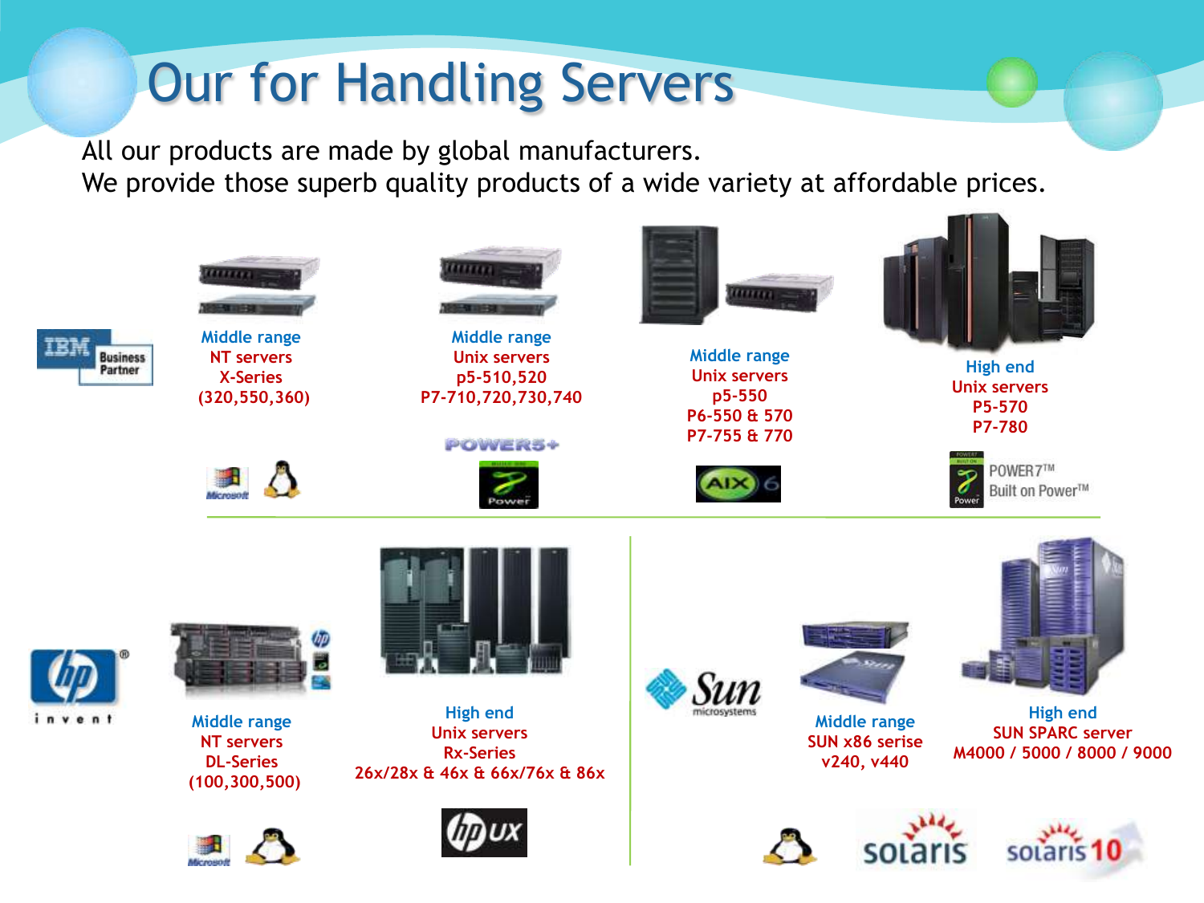# Our for Handling Servers

All our products are made by global manufacturers.
We provide those superb quality products of a wide variety at affordable prices.

**IBM Business Partner**

- Middle range
  NT servers
  X-Series
  (320,550,360)

- Middle range
  Unix servers
  p5-510,520
  P7-710,720,730,740

- Middle range
  Unix servers
  p5-550
  P6-550 & 570
  P7-755 & 770

- High end
  Unix servers
  P5-570
  P7-780

POWER5+

POWER7™ Built on Power™

**hp invent**

- Middle range
  NT servers
  DL-Series
  (100,300,500)

- High end
  Unix servers
  Rx-Series
  26x/28x & 46x & 66x/76x & 86x

**Sun microsystems**

- Middle range
  SUN x86 serise
  v240, v440

- High end
  SUN SPARC server
  M4000 / 5000 / 8000 / 9000

solaris solaris 10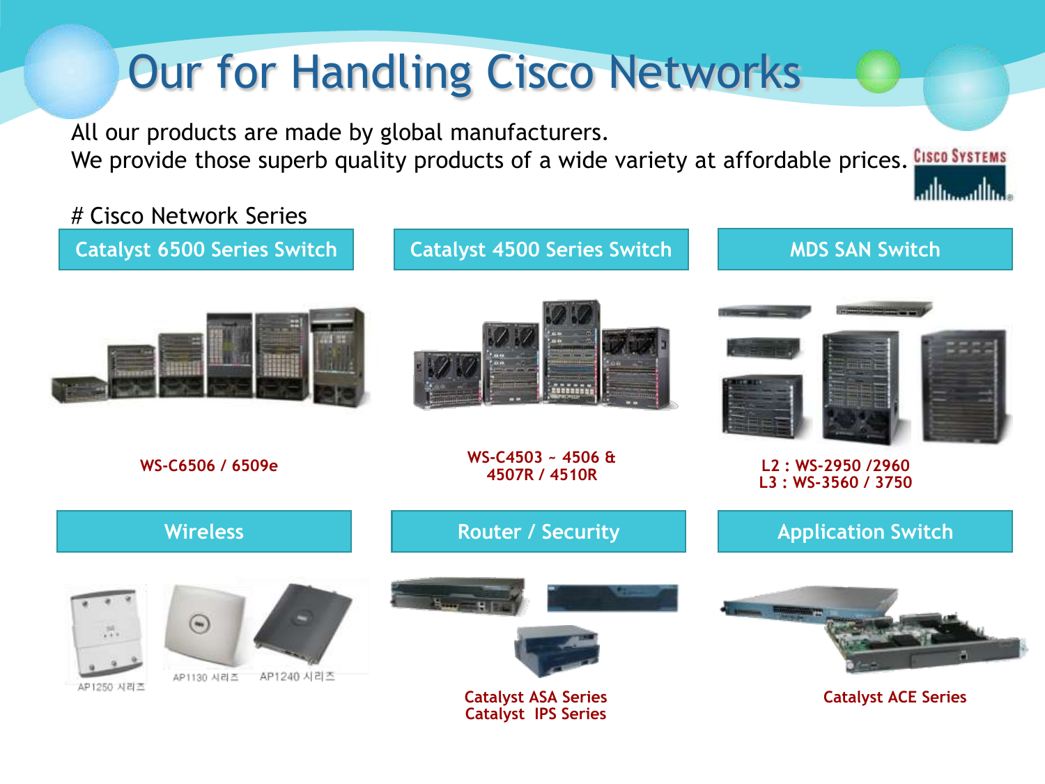# Our for Handling Cisco Networks

All our products are made by global manufacturers.
We provide those superb quality products of a wide variety at affordable prices.

Cisco Systems

# Cisco Network Series

## Catalyst 6500 Series Switch

WS-C6506 / 6509e

## Catalyst 4500 Series Switch

WS-C4503 ~ 4506 &
4507R / 4510R

## MDS SAN Switch

L2 : WS-2950 /2960
L3 : WS-3560 / 3750

## Wireless

AP1250 시리즈

AP1130 시리즈

AP1240 시리즈

## Router / Security

Catalyst ASA Series
Catalyst IPS Series

## Application Switch

Catalyst ACE Series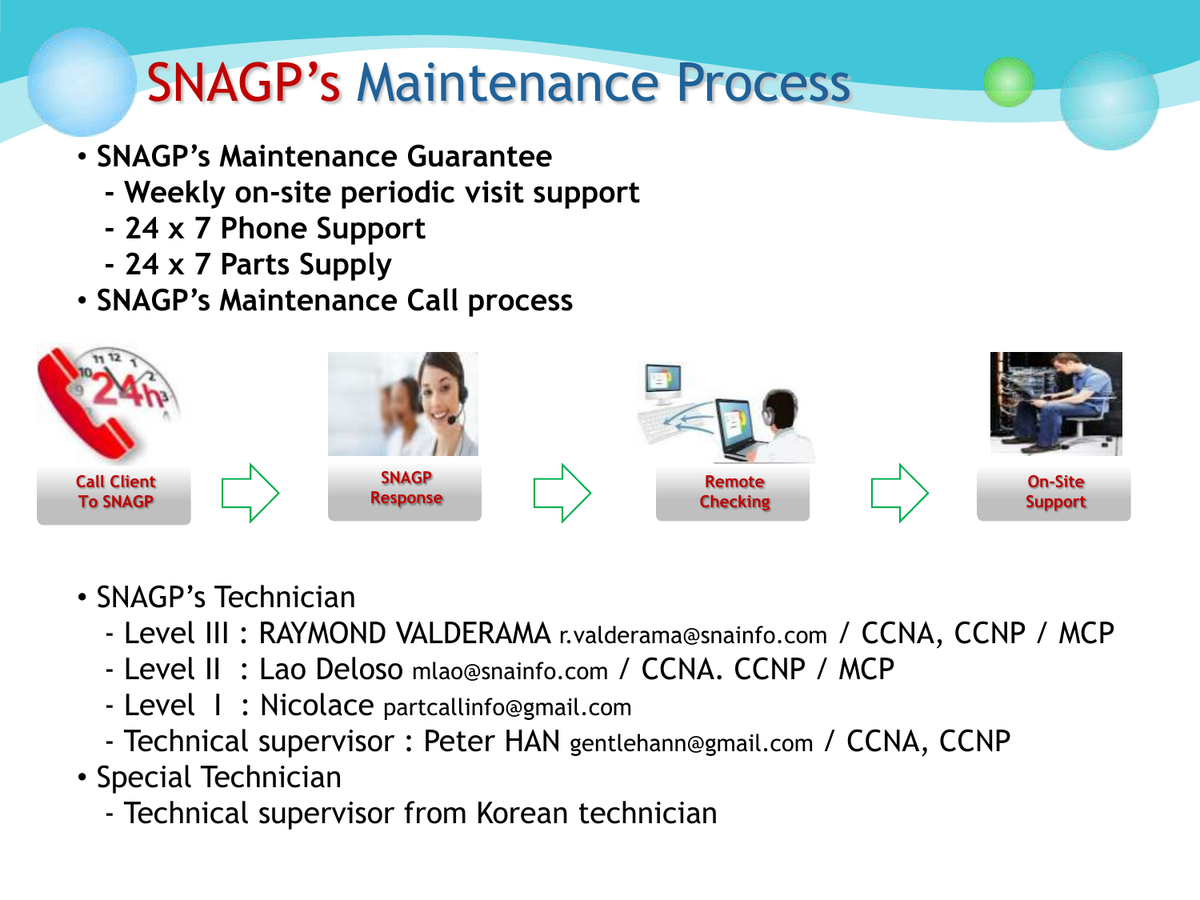# SNAGP's Maintenance Process

- **SNAGP's Maintenance Guarantee**
  - **Weekly on-site periodic visit support**
  - **24 x 7 Phone Support**
  - **24 x 7 Parts Supply**
- **SNAGP's Maintenance Call process**

**Call Client To SNAGP** → **SNAGP Response** → **Remote Checking** → **On-Site Support**

- SNAGP's Technician
  - Level III : RAYMOND VALDERAMA r.valderama@snainfo.com / CCNA, CCNP / MCP
  - Level II : Lao Deloso mlao@snainfo.com / CCNA. CCNP / MCP
  - Level I : Nicolace partcallinfo@gmail.com
  - Technical supervisor : Peter HAN gentlehann@gmail.com / CCNA, CCNP
- Special Technician
  - Technical supervisor from Korean technician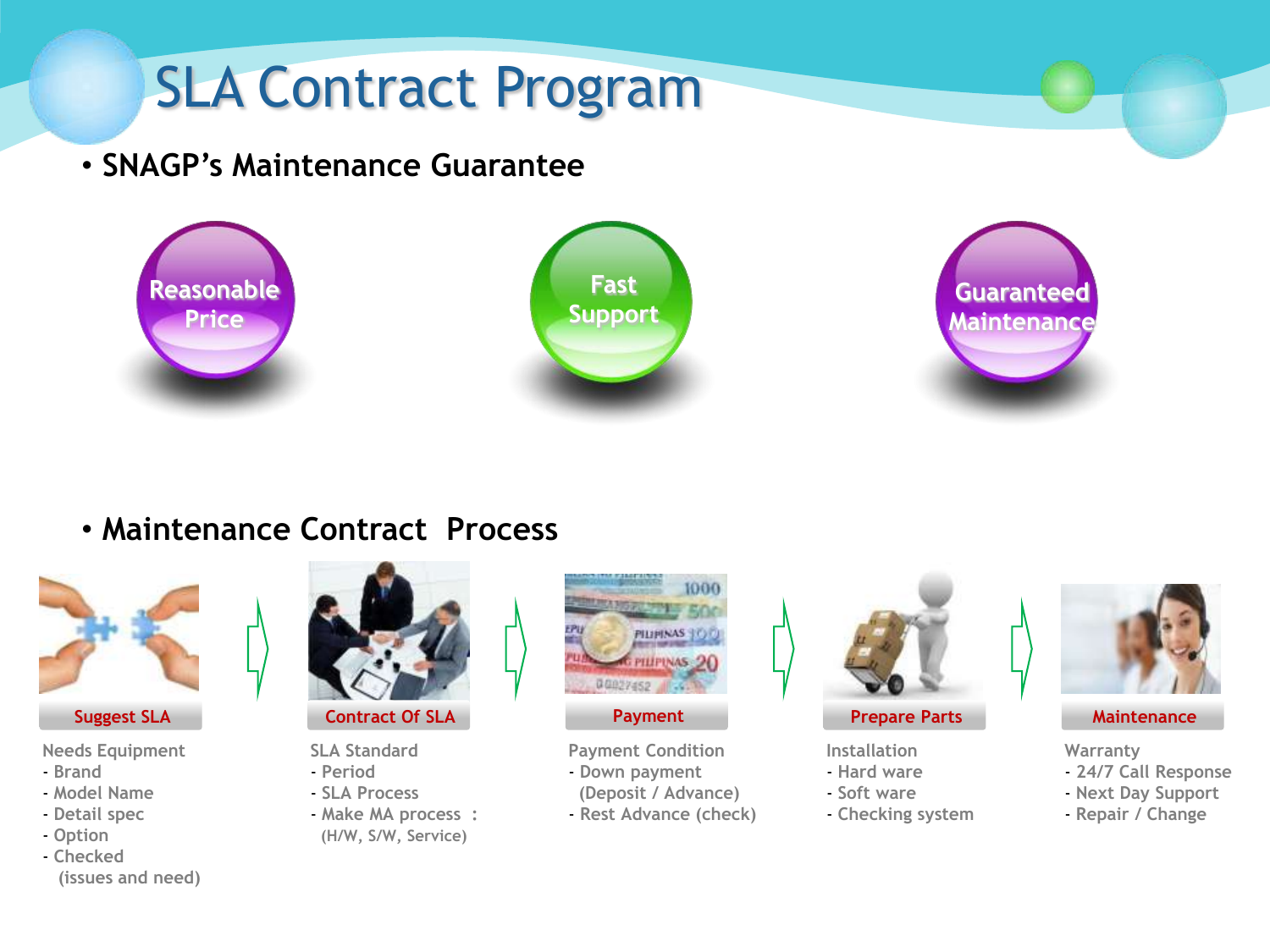# SLA Contract Program

- **SNAGP's Maintenance Guarantee**

Reasonable Price

Fast Support

Guaranteed Maintenance

- **Maintenance Contract Process**

**Suggest SLA** → **Contract Of SLA** → **Payment** → **Prepare Parts** → **Maintenance**

**Suggest SLA**

Needs Equipment
- Brand
- Model Name
- Detail spec
- Option
- Checked (issues and need)

**Contract Of SLA**

SLA Standard
- Period
- SLA Process
- Make MA process : (H/W, S/W, Service)

**Payment**

Payment Condition
- Down payment (Deposit / Advance)
- Rest Advance (check)

**Prepare Parts**

Installation
- Hard ware
- Soft ware
- Checking system

**Maintenance**

Warranty
- 24/7 Call Response
- Next Day Support
- Repair / Change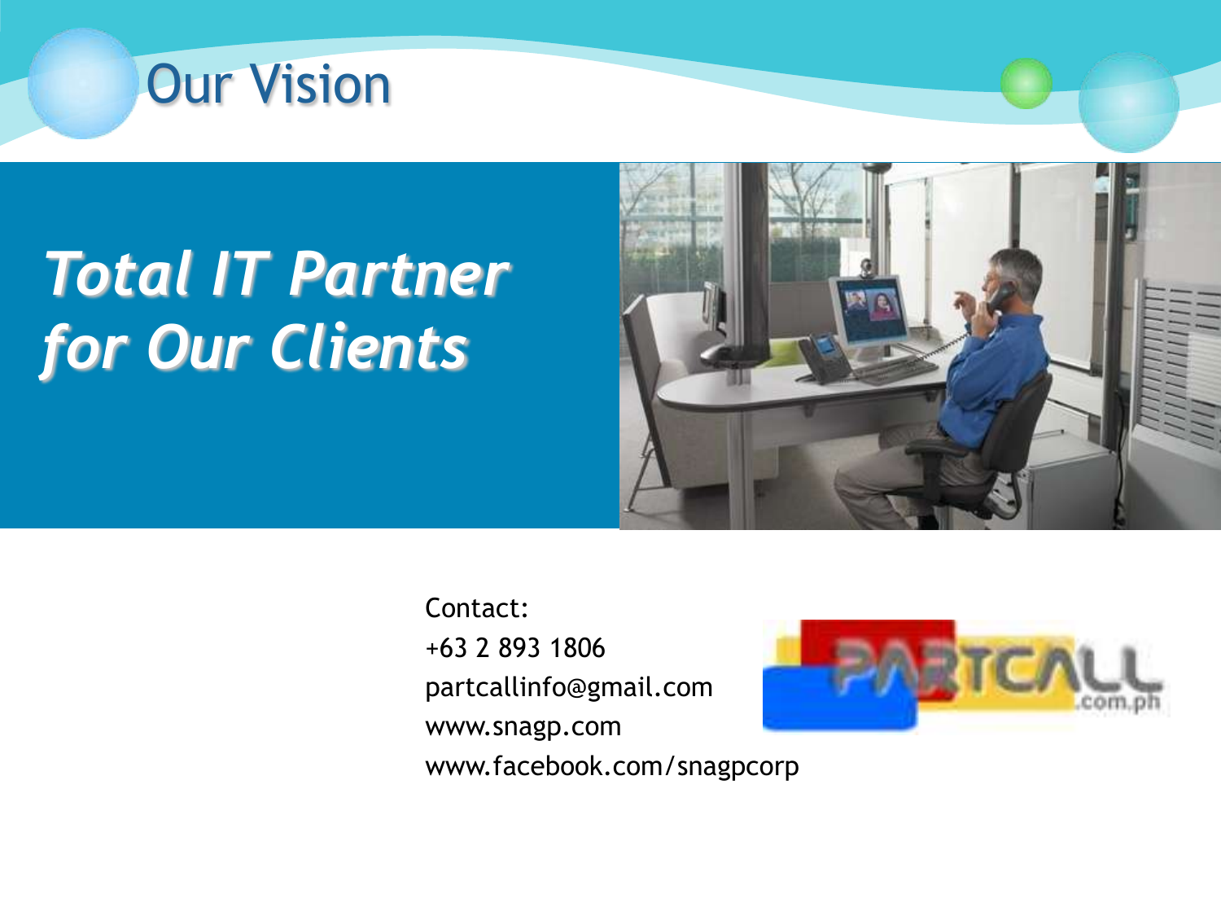# Our Vision

***Total IT Partner for Our Clients***

Contact:
+63 2 893 1806
partcallinfo@gmail.com
www.snagp.com
www.facebook.com/snagpcorp